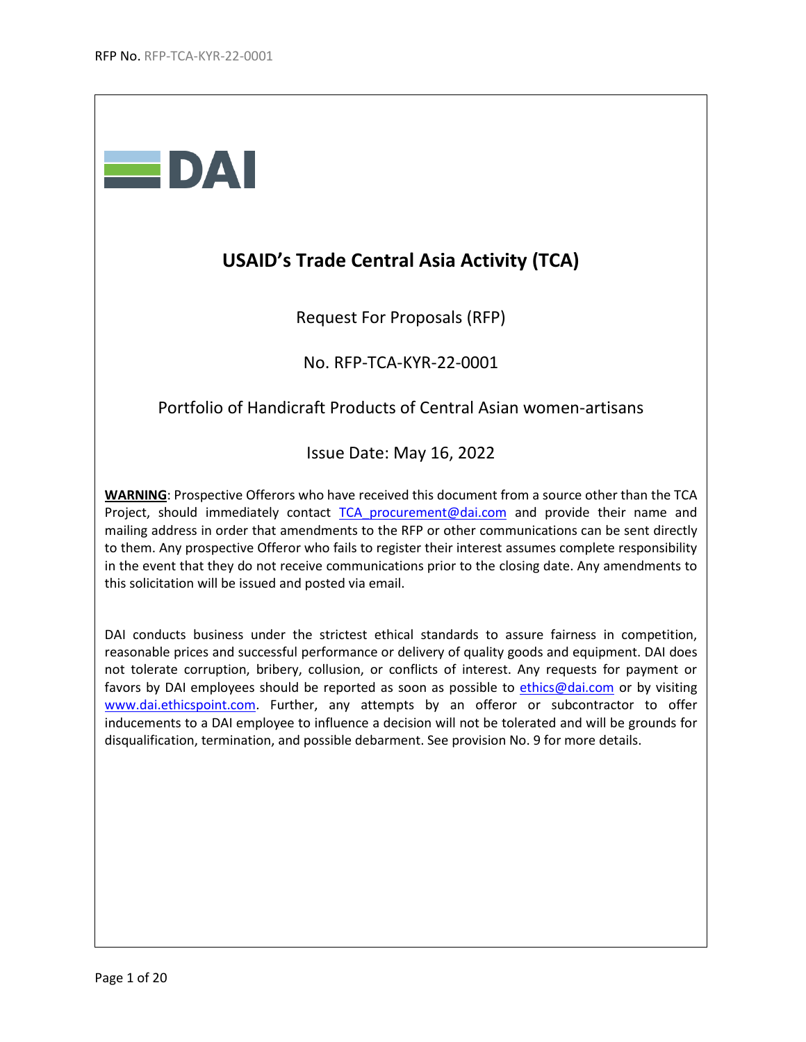# USAID's Trade Central Asia Activity (TCA)

Request For Proposals (RFP)

No. RFP-TCA-KYR-22-0001

Portfolio of Handicraft Products of Central Asian women-artisans

Issue Date: May 16, 2022

**WARNING**: Prospective Offerors who have received this document from a source other than the TCA Project, should immediately contact TCA_procurement@dai.com and provide their name and mailing address in order that amendments to the RFP or other communications can be sent directly to them. Any prospective Offeror who fails to register their interest assumes complete responsibility in the event that they do not receive communications prior to the closing date. Any amendments to this solicitation will be issued and posted via email.

DAI conducts business under the strictest ethical standards to assure fairness in competition, reasonable prices and successful performance or delivery of quality goods and equipment. DAI does not tolerate corruption, bribery, collusion, or conflicts of interest. Any requests for payment or favors by DAI employees should be reported as soon as possible to ethics@dai.com or by visiting www.dai.ethicspoint.com. Further, any attempts by an offeror or subcontractor to offer inducements to a DAI employee to influence a decision will not be tolerated and will be grounds for disqualification, termination, and possible debarment. See provision No. 9 for more details.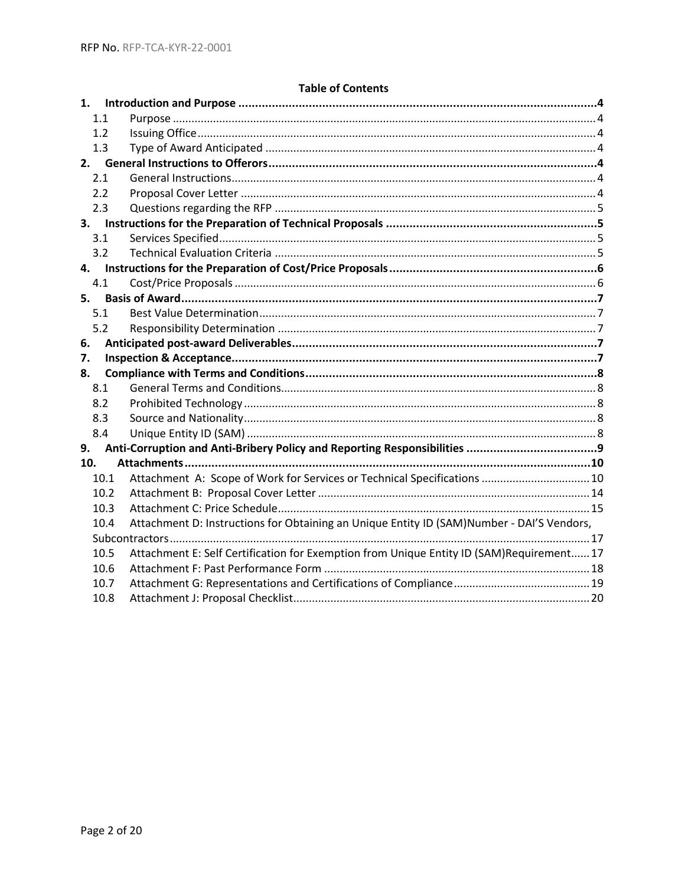RFP No. RFP-TCA-KYR-22-0001

**Table of Contents**

**1. Introduction and Purpose ... 4**
- 1.1 Purpose ... 4
- 1.2 Issuing Office ... 4
- 1.3 Type of Award Anticipated ... 4

**2. General Instructions to Offerors ... 4**
- 2.1 General Instructions ... 4
- 2.2 Proposal Cover Letter ... 4
- 2.3 Questions regarding the RFP ... 5

**3. Instructions for the Preparation of Technical Proposals ... 5**
- 3.1 Services Specified ... 5
- 3.2 Technical Evaluation Criteria ... 5

**4. Instructions for the Preparation of Cost/Price Proposals ... 6**
- 4.1 Cost/Price Proposals ... 6

**5. Basis of Award ... 7**
- 5.1 Best Value Determination ... 7
- 5.2 Responsibility Determination ... 7

**6. Anticipated post-award Deliverables ... 7**

**7. Inspection & Acceptance ... 7**

**8. Compliance with Terms and Conditions ... 8**
- 8.1 General Terms and Conditions ... 8
- 8.2 Prohibited Technology ... 8
- 8.3 Source and Nationality ... 8
- 8.4 Unique Entity ID (SAM) ... 8

**9. Anti-Corruption and Anti-Bribery Policy and Reporting Responsibilities ... 9**

**10. Attachments ... 10**
- 10.1 Attachment A: Scope of Work for Services or Technical Specifications ... 10
- 10.2 Attachment B: Proposal Cover Letter ... 14
- 10.3 Attachment C: Price Schedule ... 15
- 10.4 Attachment D: Instructions for Obtaining an Unique Entity ID (SAM)Number - DAI'S Vendors, Subcontractors ... 17
- 10.5 Attachment E: Self Certification for Exemption from Unique Entity ID (SAM)Requirement ... 17
- 10.6 Attachment F: Past Performance Form ... 18
- 10.7 Attachment G: Representations and Certifications of Compliance ... 19
- 10.8 Attachment J: Proposal Checklist ... 20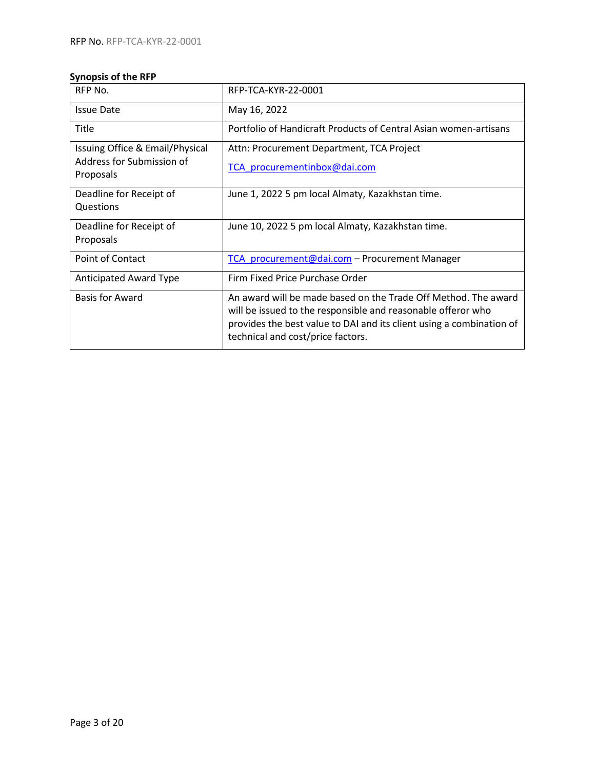**Synopsis of the RFP**

| RFP No. | RFP-TCA-KYR-22-0001 |
|---|---|
| Issue Date | May 16, 2022 |
| Title | Portfolio of Handicraft Products of Central Asian women-artisans |
| Issuing Office & Email/Physical Address for Submission of Proposals | Attn: Procurement Department, TCA Project<br>TCA_procurementinbox@dai.com |
| Deadline for Receipt of Questions | June 1, 2022 5 pm local Almaty, Kazakhstan time. |
| Deadline for Receipt of Proposals | June 10, 2022 5 pm local Almaty, Kazakhstan time. |
| Point of Contact | TCA_procurement@dai.com – Procurement Manager |
| Anticipated Award Type | Firm Fixed Price Purchase Order |
| Basis for Award | An award will be made based on the Trade Off Method. The award will be issued to the responsible and reasonable offeror who provides the best value to DAI and its client using a combination of technical and cost/price factors. |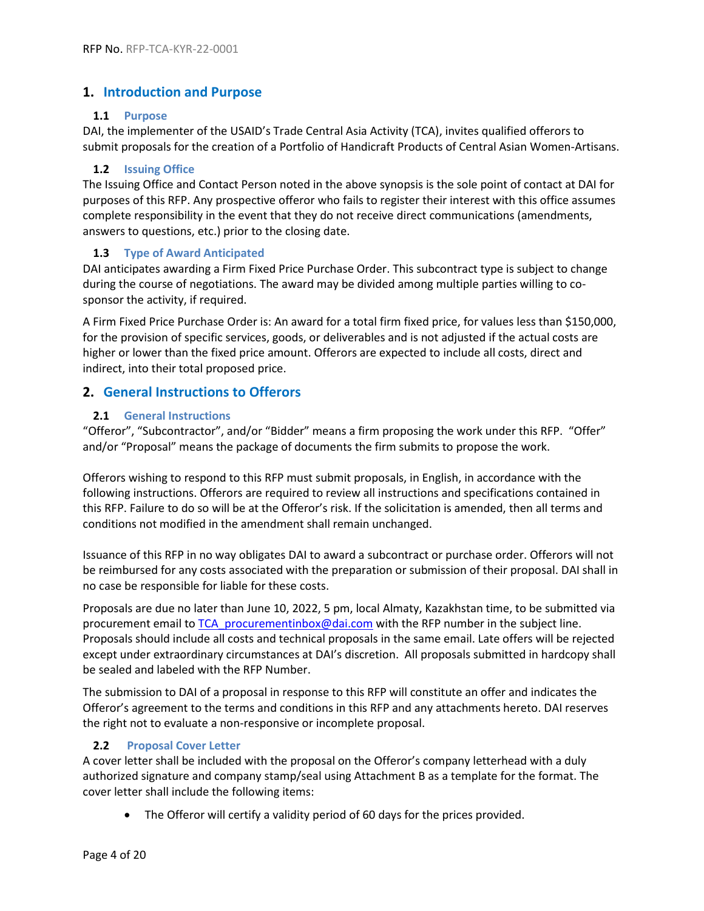## 1. Introduction and Purpose

### 1.1 Purpose

DAI, the implementer of the USAID's Trade Central Asia Activity (TCA), invites qualified offerors to submit proposals for the creation of a Portfolio of Handicraft Products of Central Asian Women-Artisans.

### 1.2 Issuing Office

The Issuing Office and Contact Person noted in the above synopsis is the sole point of contact at DAI for purposes of this RFP. Any prospective offeror who fails to register their interest with this office assumes complete responsibility in the event that they do not receive direct communications (amendments, answers to questions, etc.) prior to the closing date.

### 1.3 Type of Award Anticipated

DAI anticipates awarding a Firm Fixed Price Purchase Order. This subcontract type is subject to change during the course of negotiations. The award may be divided among multiple parties willing to co-sponsor the activity, if required.

A Firm Fixed Price Purchase Order is: An award for a total firm fixed price, for values less than $150,000, for the provision of specific services, goods, or deliverables and is not adjusted if the actual costs are higher or lower than the fixed price amount. Offerors are expected to include all costs, direct and indirect, into their total proposed price.

## 2. General Instructions to Offerors

### 2.1 General Instructions

"Offeror", "Subcontractor", and/or "Bidder" means a firm proposing the work under this RFP. "Offer" and/or "Proposal" means the package of documents the firm submits to propose the work.

Offerors wishing to respond to this RFP must submit proposals, in English, in accordance with the following instructions. Offerors are required to review all instructions and specifications contained in this RFP. Failure to do so will be at the Offeror's risk. If the solicitation is amended, then all terms and conditions not modified in the amendment shall remain unchanged.

Issuance of this RFP in no way obligates DAI to award a subcontract or purchase order. Offerors will not be reimbursed for any costs associated with the preparation or submission of their proposal. DAI shall in no case be responsible for liable for these costs.

Proposals are due no later than June 10, 2022, 5 pm, local Almaty, Kazakhstan time, to be submitted via procurement email to TCA_procurementinbox@dai.com with the RFP number in the subject line. Proposals should include all costs and technical proposals in the same email. Late offers will be rejected except under extraordinary circumstances at DAI's discretion. All proposals submitted in hardcopy shall be sealed and labeled with the RFP Number.

The submission to DAI of a proposal in response to this RFP will constitute an offer and indicates the Offeror's agreement to the terms and conditions in this RFP and any attachments hereto. DAI reserves the right not to evaluate a non-responsive or incomplete proposal.

### 2.2 Proposal Cover Letter

A cover letter shall be included with the proposal on the Offeror's company letterhead with a duly authorized signature and company stamp/seal using Attachment B as a template for the format. The cover letter shall include the following items:

- The Offeror will certify a validity period of 60 days for the prices provided.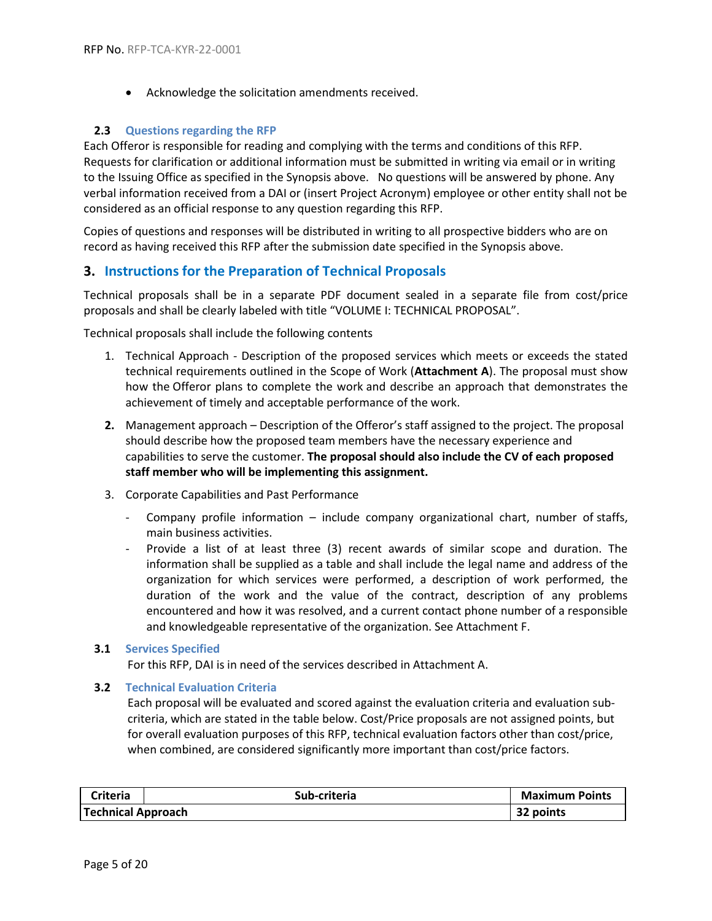- Acknowledge the solicitation amendments received.

### 2.3 Questions regarding the RFP

Each Offeror is responsible for reading and complying with the terms and conditions of this RFP. Requests for clarification or additional information must be submitted in writing via email or in writing to the Issuing Office as specified in the Synopsis above. No questions will be answered by phone. Any verbal information received from a DAI or (insert Project Acronym) employee or other entity shall not be considered as an official response to any question regarding this RFP.

Copies of questions and responses will be distributed in writing to all prospective bidders who are on record as having received this RFP after the submission date specified in the Synopsis above.

## 3. Instructions for the Preparation of Technical Proposals

Technical proposals shall be in a separate PDF document sealed in a separate file from cost/price proposals and shall be clearly labeled with title "VOLUME I: TECHNICAL PROPOSAL".

Technical proposals shall include the following contents

1. Technical Approach - Description of the proposed services which meets or exceeds the stated technical requirements outlined in the Scope of Work (**Attachment A**). The proposal must show how the Offeror plans to complete the work and describe an approach that demonstrates the achievement of timely and acceptable performance of the work.
2. Management approach – Description of the Offeror's staff assigned to the project. The proposal should describe how the proposed team members have the necessary experience and capabilities to serve the customer. **The proposal should also include the CV of each proposed staff member who will be implementing this assignment.**
3. Corporate Capabilities and Past Performance
   - Company profile information – include company organizational chart, number of staffs, main business activities.
   - Provide a list of at least three (3) recent awards of similar scope and duration. The information shall be supplied as a table and shall include the legal name and address of the organization for which services were performed, a description of work performed, the duration of the work and the value of the contract, description of any problems encountered and how it was resolved, and a current contact phone number of a responsible and knowledgeable representative of the organization. See Attachment F.

### 3.1 Services Specified

For this RFP, DAI is in need of the services described in Attachment A.

### 3.2 Technical Evaluation Criteria

Each proposal will be evaluated and scored against the evaluation criteria and evaluation sub-criteria, which are stated in the table below. Cost/Price proposals are not assigned points, but for overall evaluation purposes of this RFP, technical evaluation factors other than cost/price, when combined, are considered significantly more important than cost/price factors.

| Criteria | Sub-criteria | Maximum Points |
|---|---|---|
| **Technical Approach** | | **32 points** |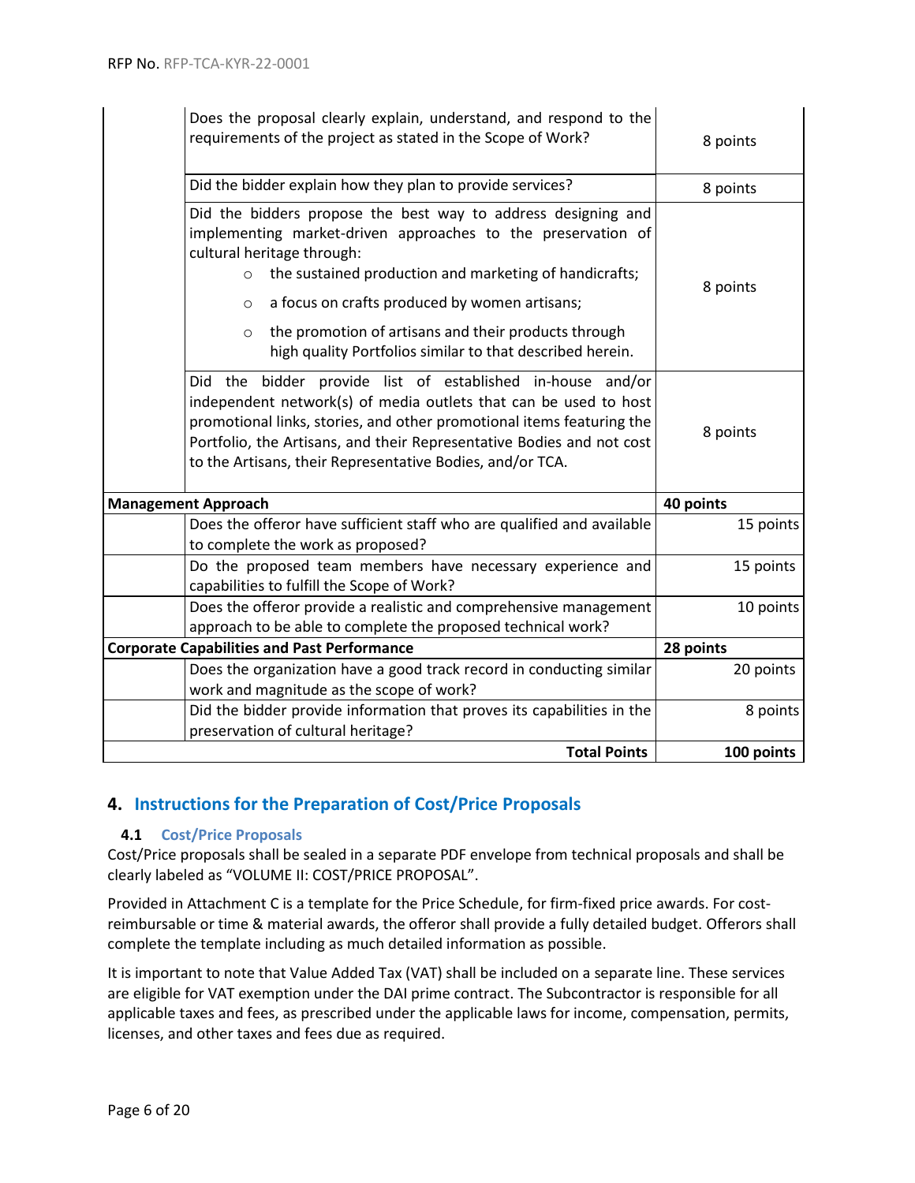| | | |
|---|---|---|
| | Does the proposal clearly explain, understand, and respond to the requirements of the project as stated in the Scope of Work? | 8 points |
| | Did the bidder explain how they plan to provide services? | 8 points |
| | Did the bidders propose the best way to address designing and implementing market-driven approaches to the preservation of cultural heritage through:<br>○ the sustained production and marketing of handicrafts;<br>○ a focus on crafts produced by women artisans;<br>○ the promotion of artisans and their products through high quality Portfolios similar to that described herein. | 8 points |
| | Did the bidder provide list of established in-house and/or independent network(s) of media outlets that can be used to host promotional links, stories, and other promotional items featuring the Portfolio, the Artisans, and their Representative Bodies and not cost to the Artisans, their Representative Bodies, and/or TCA. | 8 points |
| **Management Approach** | | **40 points** |
| | Does the offeror have sufficient staff who are qualified and available to complete the work as proposed? | 15 points |
| | Do the proposed team members have necessary experience and capabilities to fulfill the Scope of Work? | 15 points |
| | Does the offeror provide a realistic and comprehensive management approach to be able to complete the proposed technical work? | 10 points |
| **Corporate Capabilities and Past Performance** | | **28 points** |
| | Does the organization have a good track record in conducting similar work and magnitude as the scope of work? | 20 points |
| | Did the bidder provide information that proves its capabilities in the preservation of cultural heritage? | 8 points |
| | **Total Points** | **100 points** |

## 4. Instructions for the Preparation of Cost/Price Proposals

### 4.1 Cost/Price Proposals

Cost/Price proposals shall be sealed in a separate PDF envelope from technical proposals and shall be clearly labeled as "VOLUME II: COST/PRICE PROPOSAL".

Provided in Attachment C is a template for the Price Schedule, for firm-fixed price awards. For cost-reimbursable or time & material awards, the offeror shall provide a fully detailed budget. Offerors shall complete the template including as much detailed information as possible.

It is important to note that Value Added Tax (VAT) shall be included on a separate line. These services are eligible for VAT exemption under the DAI prime contract. The Subcontractor is responsible for all applicable taxes and fees, as prescribed under the applicable laws for income, compensation, permits, licenses, and other taxes and fees due as required.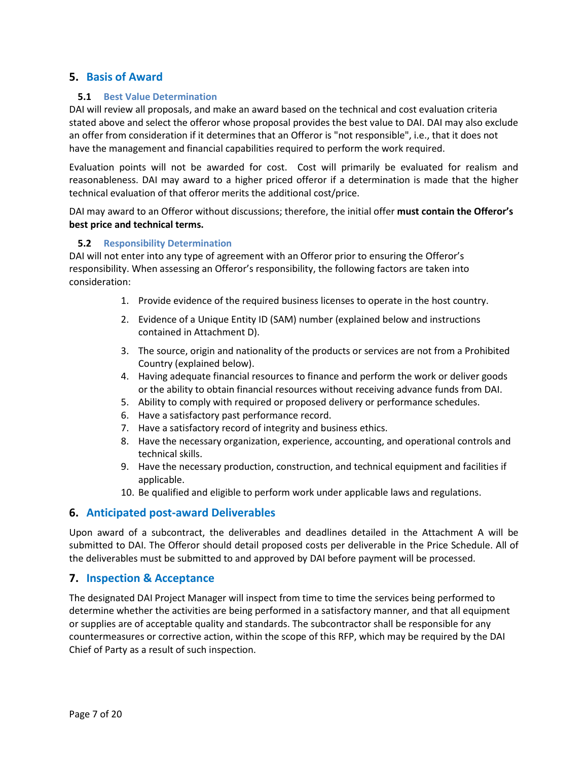## 5. Basis of Award

### 5.1 Best Value Determination

DAI will review all proposals, and make an award based on the technical and cost evaluation criteria stated above and select the offeror whose proposal provides the best value to DAI. DAI may also exclude an offer from consideration if it determines that an Offeror is "not responsible", i.e., that it does not have the management and financial capabilities required to perform the work required.

Evaluation points will not be awarded for cost. Cost will primarily be evaluated for realism and reasonableness. DAI may award to a higher priced offeror if a determination is made that the higher technical evaluation of that offeror merits the additional cost/price.

DAI may award to an Offeror without discussions; therefore, the initial offer **must contain the Offeror's best price and technical terms.**

### 5.2 Responsibility Determination

DAI will not enter into any type of agreement with an Offeror prior to ensuring the Offeror's responsibility. When assessing an Offeror's responsibility, the following factors are taken into consideration:

1. Provide evidence of the required business licenses to operate in the host country.
2. Evidence of a Unique Entity ID (SAM) number (explained below and instructions contained in Attachment D).
3. The source, origin and nationality of the products or services are not from a Prohibited Country (explained below).
4. Having adequate financial resources to finance and perform the work or deliver goods or the ability to obtain financial resources without receiving advance funds from DAI.
5. Ability to comply with required or proposed delivery or performance schedules.
6. Have a satisfactory past performance record.
7. Have a satisfactory record of integrity and business ethics.
8. Have the necessary organization, experience, accounting, and operational controls and technical skills.
9. Have the necessary production, construction, and technical equipment and facilities if applicable.
10. Be qualified and eligible to perform work under applicable laws and regulations.

## 6. Anticipated post-award Deliverables

Upon award of a subcontract, the deliverables and deadlines detailed in the Attachment A will be submitted to DAI. The Offeror should detail proposed costs per deliverable in the Price Schedule. All of the deliverables must be submitted to and approved by DAI before payment will be processed.

## 7. Inspection & Acceptance

The designated DAI Project Manager will inspect from time to time the services being performed to determine whether the activities are being performed in a satisfactory manner, and that all equipment or supplies are of acceptable quality and standards. The subcontractor shall be responsible for any countermeasures or corrective action, within the scope of this RFP, which may be required by the DAI Chief of Party as a result of such inspection.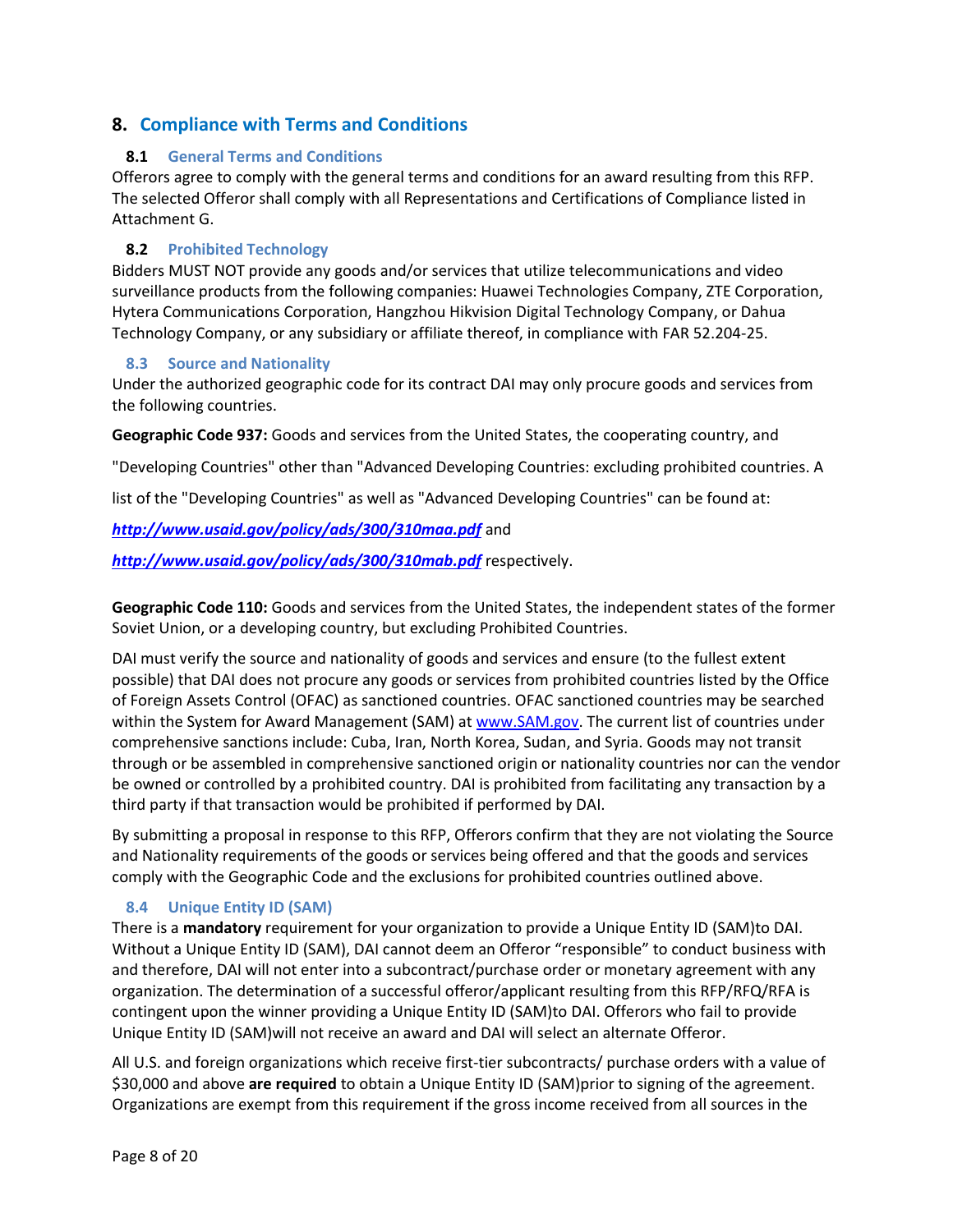## 8. Compliance with Terms and Conditions

### 8.1 General Terms and Conditions

Offerors agree to comply with the general terms and conditions for an award resulting from this RFP. The selected Offeror shall comply with all Representations and Certifications of Compliance listed in Attachment G.

### 8.2 Prohibited Technology

Bidders MUST NOT provide any goods and/or services that utilize telecommunications and video surveillance products from the following companies: Huawei Technologies Company, ZTE Corporation, Hytera Communications Corporation, Hangzhou Hikvision Digital Technology Company, or Dahua Technology Company, or any subsidiary or affiliate thereof, in compliance with FAR 52.204-25.

### 8.3 Source and Nationality

Under the authorized geographic code for its contract DAI may only procure goods and services from the following countries.

**Geographic Code 937:** Goods and services from the United States, the cooperating country, and

"Developing Countries" other than "Advanced Developing Countries: excluding prohibited countries. A

list of the "Developing Countries" as well as "Advanced Developing Countries" can be found at:

***http://www.usaid.gov/policy/ads/300/310maa.pdf*** and

***http://www.usaid.gov/policy/ads/300/310mab.pdf*** respectively.

**Geographic Code 110:** Goods and services from the United States, the independent states of the former Soviet Union, or a developing country, but excluding Prohibited Countries.

DAI must verify the source and nationality of goods and services and ensure (to the fullest extent possible) that DAI does not procure any goods or services from prohibited countries listed by the Office of Foreign Assets Control (OFAC) as sanctioned countries. OFAC sanctioned countries may be searched within the System for Award Management (SAM) at www.SAM.gov. The current list of countries under comprehensive sanctions include: Cuba, Iran, North Korea, Sudan, and Syria. Goods may not transit through or be assembled in comprehensive sanctioned origin or nationality countries nor can the vendor be owned or controlled by a prohibited country. DAI is prohibited from facilitating any transaction by a third party if that transaction would be prohibited if performed by DAI.

By submitting a proposal in response to this RFP, Offerors confirm that they are not violating the Source and Nationality requirements of the goods or services being offered and that the goods and services comply with the Geographic Code and the exclusions for prohibited countries outlined above.

### 8.4 Unique Entity ID (SAM)

There is a **mandatory** requirement for your organization to provide a Unique Entity ID (SAM)to DAI. Without a Unique Entity ID (SAM), DAI cannot deem an Offeror "responsible" to conduct business with and therefore, DAI will not enter into a subcontract/purchase order or monetary agreement with any organization. The determination of a successful offeror/applicant resulting from this RFP/RFQ/RFA is contingent upon the winner providing a Unique Entity ID (SAM)to DAI. Offerors who fail to provide Unique Entity ID (SAM)will not receive an award and DAI will select an alternate Offeror.

All U.S. and foreign organizations which receive first-tier subcontracts/ purchase orders with a value of $30,000 and above **are required** to obtain a Unique Entity ID (SAM)prior to signing of the agreement. Organizations are exempt from this requirement if the gross income received from all sources in the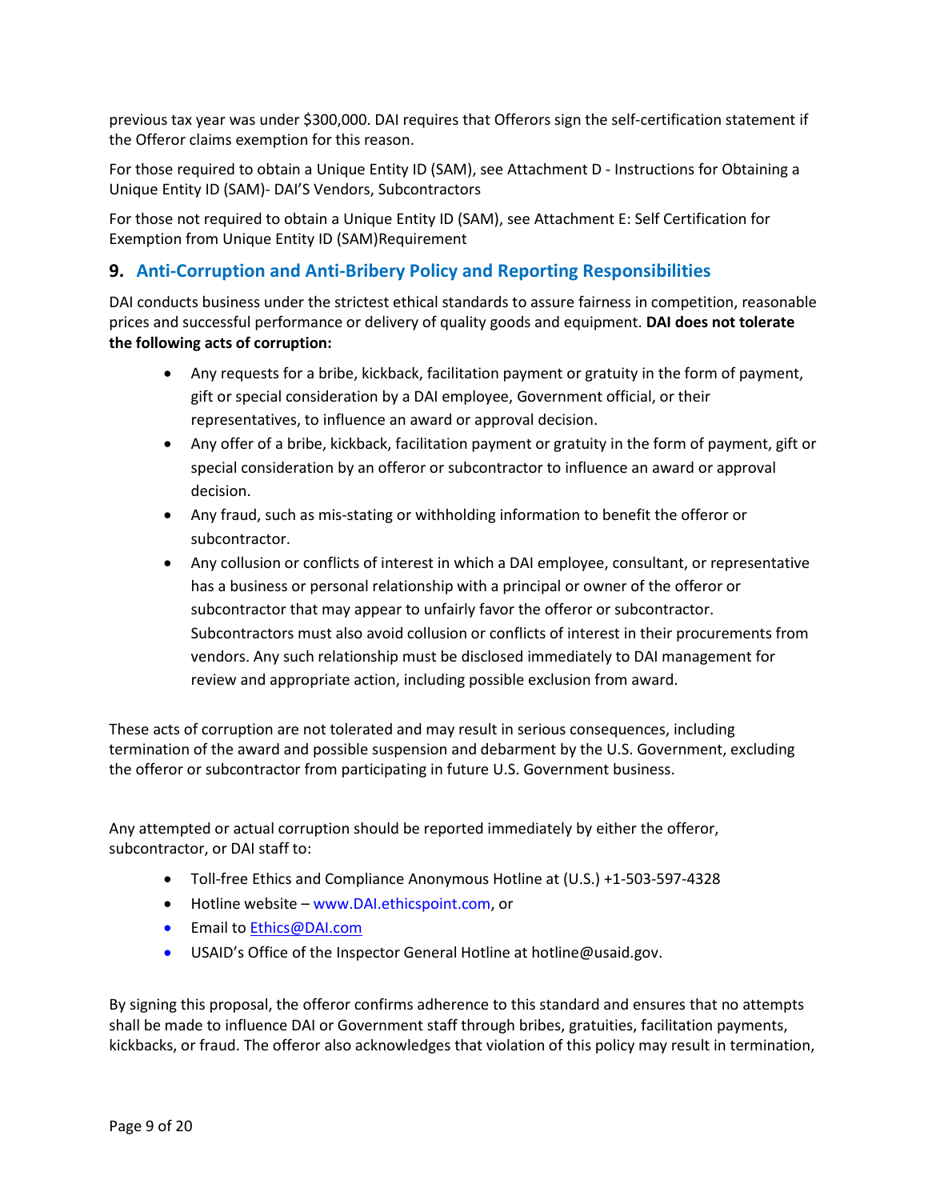previous tax year was under $300,000. DAI requires that Offerors sign the self-certification statement if the Offeror claims exemption for this reason.

For those required to obtain a Unique Entity ID (SAM), see Attachment D - Instructions for Obtaining a Unique Entity ID (SAM)- DAI'S Vendors, Subcontractors

For those not required to obtain a Unique Entity ID (SAM), see Attachment E: Self Certification for Exemption from Unique Entity ID (SAM)Requirement

## 9. Anti-Corruption and Anti-Bribery Policy and Reporting Responsibilities

DAI conducts business under the strictest ethical standards to assure fairness in competition, reasonable prices and successful performance or delivery of quality goods and equipment. **DAI does not tolerate the following acts of corruption:**

- Any requests for a bribe, kickback, facilitation payment or gratuity in the form of payment, gift or special consideration by a DAI employee, Government official, or their representatives, to influence an award or approval decision.
- Any offer of a bribe, kickback, facilitation payment or gratuity in the form of payment, gift or special consideration by an offeror or subcontractor to influence an award or approval decision.
- Any fraud, such as mis-stating or withholding information to benefit the offeror or subcontractor.
- Any collusion or conflicts of interest in which a DAI employee, consultant, or representative has a business or personal relationship with a principal or owner of the offeror or subcontractor that may appear to unfairly favor the offeror or subcontractor. Subcontractors must also avoid collusion or conflicts of interest in their procurements from vendors. Any such relationship must be disclosed immediately to DAI management for review and appropriate action, including possible exclusion from award.

These acts of corruption are not tolerated and may result in serious consequences, including termination of the award and possible suspension and debarment by the U.S. Government, excluding the offeror or subcontractor from participating in future U.S. Government business.

Any attempted or actual corruption should be reported immediately by either the offeror, subcontractor, or DAI staff to:

- Toll-free Ethics and Compliance Anonymous Hotline at (U.S.) +1-503-597-4328
- Hotline website – www.DAI.ethicspoint.com, or
- Email to Ethics@DAI.com
- USAID's Office of the Inspector General Hotline at hotline@usaid.gov.

By signing this proposal, the offeror confirms adherence to this standard and ensures that no attempts shall be made to influence DAI or Government staff through bribes, gratuities, facilitation payments, kickbacks, or fraud. The offeror also acknowledges that violation of this policy may result in termination,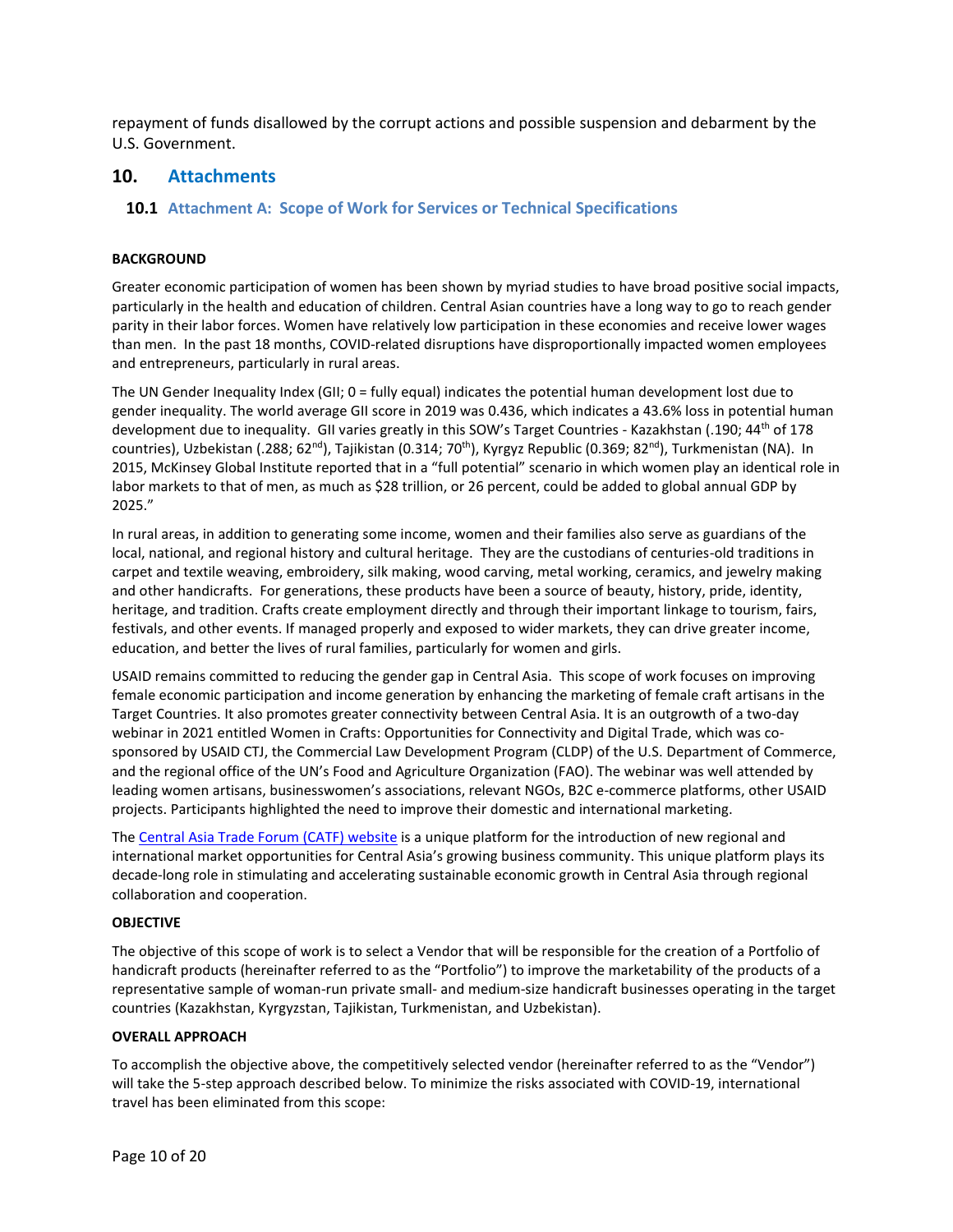repayment of funds disallowed by the corrupt actions and possible suspension and debarment by the U.S. Government.

## 10. Attachments

### 10.1 Attachment A: Scope of Work for Services or Technical Specifications

**BACKGROUND**

Greater economic participation of women has been shown by myriad studies to have broad positive social impacts, particularly in the health and education of children. Central Asian countries have a long way to go to reach gender parity in their labor forces. Women have relatively low participation in these economies and receive lower wages than men. In the past 18 months, COVID-related disruptions have disproportionally impacted women employees and entrepreneurs, particularly in rural areas.

The UN Gender Inequality Index (GII; 0 = fully equal) indicates the potential human development lost due to gender inequality. The world average GII score in 2019 was 0.436, which indicates a 43.6% loss in potential human development due to inequality. GII varies greatly in this SOW's Target Countries - Kazakhstan (.190; 44th of 178 countries), Uzbekistan (.288; 62nd), Tajikistan (0.314; 70th), Kyrgyz Republic (0.369; 82nd), Turkmenistan (NA). In 2015, McKinsey Global Institute reported that in a "full potential" scenario in which women play an identical role in labor markets to that of men, as much as $28 trillion, or 26 percent, could be added to global annual GDP by 2025."

In rural areas, in addition to generating some income, women and their families also serve as guardians of the local, national, and regional history and cultural heritage. They are the custodians of centuries-old traditions in carpet and textile weaving, embroidery, silk making, wood carving, metal working, ceramics, and jewelry making and other handicrafts. For generations, these products have been a source of beauty, history, pride, identity, heritage, and tradition. Crafts create employment directly and through their important linkage to tourism, fairs, festivals, and other events. If managed properly and exposed to wider markets, they can drive greater income, education, and better the lives of rural families, particularly for women and girls.

USAID remains committed to reducing the gender gap in Central Asia. This scope of work focuses on improving female economic participation and income generation by enhancing the marketing of female craft artisans in the Target Countries. It also promotes greater connectivity between Central Asia. It is an outgrowth of a two-day webinar in 2021 entitled Women in Crafts: Opportunities for Connectivity and Digital Trade, which was co-sponsored by USAID CTJ, the Commercial Law Development Program (CLDP) of the U.S. Department of Commerce, and the regional office of the UN's Food and Agriculture Organization (FAO). The webinar was well attended by leading women artisans, businesswomen's associations, relevant NGOs, B2C e-commerce platforms, other USAID projects. Participants highlighted the need to improve their domestic and international marketing.

The Central Asia Trade Forum (CATF) website is a unique platform for the introduction of new regional and international market opportunities for Central Asia's growing business community. This unique platform plays its decade-long role in stimulating and accelerating sustainable economic growth in Central Asia through regional collaboration and cooperation.

**OBJECTIVE**

The objective of this scope of work is to select a Vendor that will be responsible for the creation of a Portfolio of handicraft products (hereinafter referred to as the "Portfolio") to improve the marketability of the products of a representative sample of woman-run private small- and medium-size handicraft businesses operating in the target countries (Kazakhstan, Kyrgyzstan, Tajikistan, Turkmenistan, and Uzbekistan).

**OVERALL APPROACH**

To accomplish the objective above, the competitively selected vendor (hereinafter referred to as the "Vendor") will take the 5-step approach described below. To minimize the risks associated with COVID-19, international travel has been eliminated from this scope: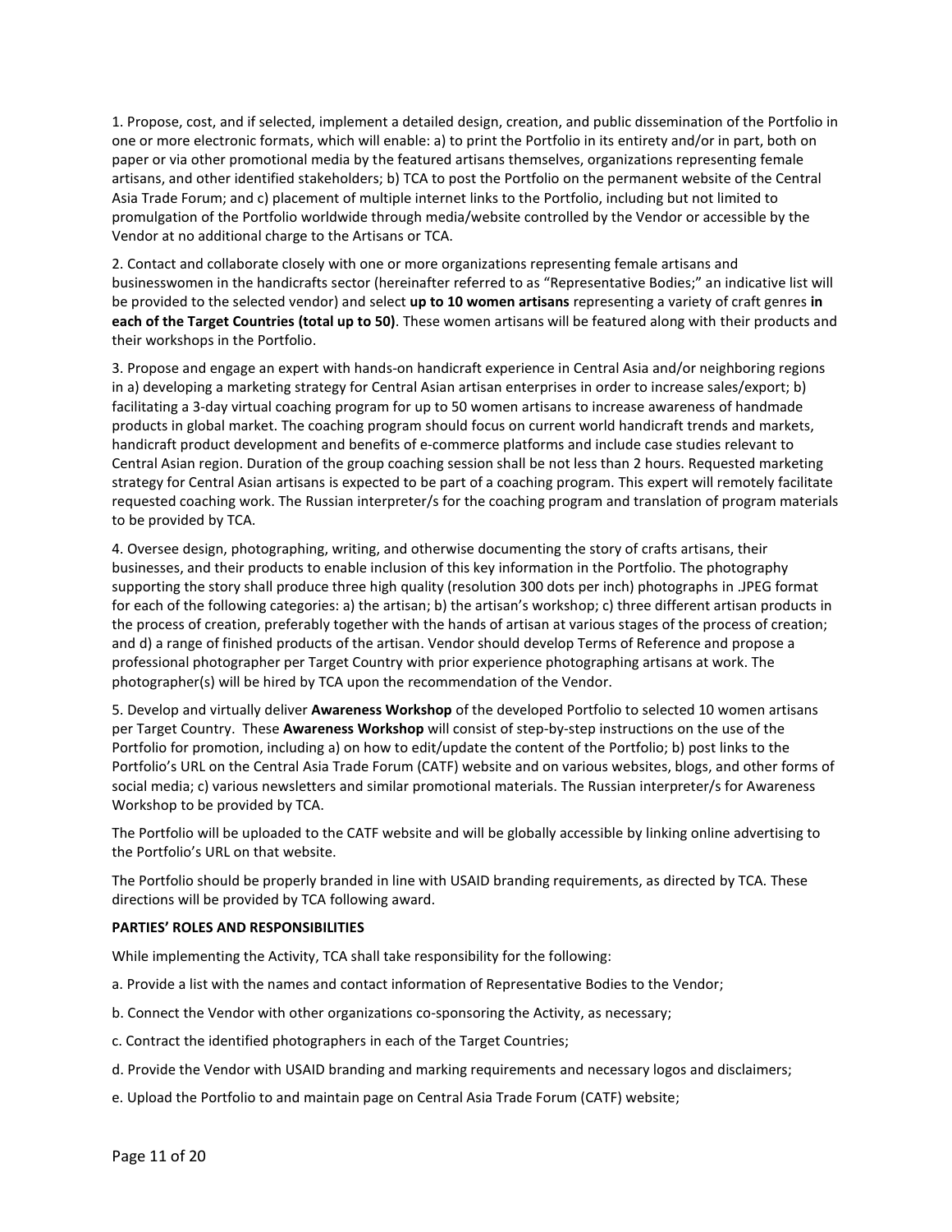1. Propose, cost, and if selected, implement a detailed design, creation, and public dissemination of the Portfolio in one or more electronic formats, which will enable: a) to print the Portfolio in its entirety and/or in part, both on paper or via other promotional media by the featured artisans themselves, organizations representing female artisans, and other identified stakeholders; b) TCA to post the Portfolio on the permanent website of the Central Asia Trade Forum; and c) placement of multiple internet links to the Portfolio, including but not limited to promulgation of the Portfolio worldwide through media/website controlled by the Vendor or accessible by the Vendor at no additional charge to the Artisans or TCA.

2. Contact and collaborate closely with one or more organizations representing female artisans and businesswomen in the handicrafts sector (hereinafter referred to as "Representative Bodies;" an indicative list will be provided to the selected vendor) and select **up to 10 women artisans** representing a variety of craft genres **in each of the Target Countries (total up to 50)**. These women artisans will be featured along with their products and their workshops in the Portfolio.

3. Propose and engage an expert with hands-on handicraft experience in Central Asia and/or neighboring regions in a) developing a marketing strategy for Central Asian artisan enterprises in order to increase sales/export; b) facilitating a 3-day virtual coaching program for up to 50 women artisans to increase awareness of handmade products in global market. The coaching program should focus on current world handicraft trends and markets, handicraft product development and benefits of e-commerce platforms and include case studies relevant to Central Asian region. Duration of the group coaching session shall be not less than 2 hours. Requested marketing strategy for Central Asian artisans is expected to be part of a coaching program. This expert will remotely facilitate requested coaching work. The Russian interpreter/s for the coaching program and translation of program materials to be provided by TCA.

4. Oversee design, photographing, writing, and otherwise documenting the story of crafts artisans, their businesses, and their products to enable inclusion of this key information in the Portfolio. The photography supporting the story shall produce three high quality (resolution 300 dots per inch) photographs in .JPEG format for each of the following categories: a) the artisan; b) the artisan's workshop; c) three different artisan products in the process of creation, preferably together with the hands of artisan at various stages of the process of creation; and d) a range of finished products of the artisan. Vendor should develop Terms of Reference and propose a professional photographer per Target Country with prior experience photographing artisans at work. The photographer(s) will be hired by TCA upon the recommendation of the Vendor.

5. Develop and virtually deliver **Awareness Workshop** of the developed Portfolio to selected 10 women artisans per Target Country. These **Awareness Workshop** will consist of step-by-step instructions on the use of the Portfolio for promotion, including a) on how to edit/update the content of the Portfolio; b) post links to the Portfolio's URL on the Central Asia Trade Forum (CATF) website and on various websites, blogs, and other forms of social media; c) various newsletters and similar promotional materials. The Russian interpreter/s for Awareness Workshop to be provided by TCA.

The Portfolio will be uploaded to the CATF website and will be globally accessible by linking online advertising to the Portfolio's URL on that website.

The Portfolio should be properly branded in line with USAID branding requirements, as directed by TCA. These directions will be provided by TCA following award.

**PARTIES' ROLES AND RESPONSIBILITIES**

While implementing the Activity, TCA shall take responsibility for the following:

a. Provide a list with the names and contact information of Representative Bodies to the Vendor;

b. Connect the Vendor with other organizations co-sponsoring the Activity, as necessary;

c. Contract the identified photographers in each of the Target Countries;

d. Provide the Vendor with USAID branding and marking requirements and necessary logos and disclaimers;

e. Upload the Portfolio to and maintain page on Central Asia Trade Forum (CATF) website;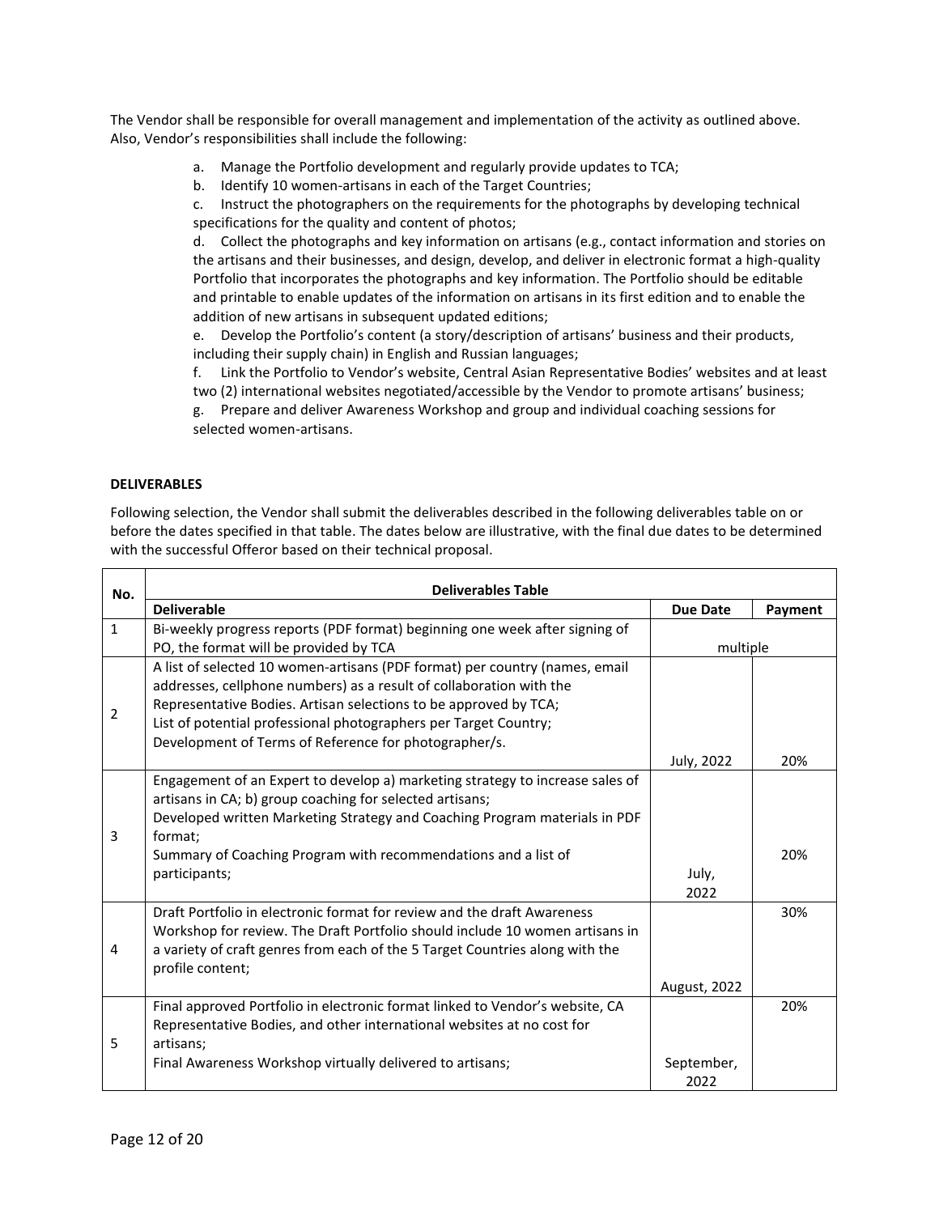The Vendor shall be responsible for overall management and implementation of the activity as outlined above. Also, Vendor's responsibilities shall include the following:

a. Manage the Portfolio development and regularly provide updates to TCA;
b. Identify 10 women-artisans in each of the Target Countries;
c. Instruct the photographers on the requirements for the photographs by developing technical specifications for the quality and content of photos;
d. Collect the photographs and key information on artisans (e.g., contact information and stories on the artisans and their businesses, and design, develop, and deliver in electronic format a high-quality Portfolio that incorporates the photographs and key information. The Portfolio should be editable and printable to enable updates of the information on artisans in its first edition and to enable the addition of new artisans in subsequent updated editions;
e. Develop the Portfolio's content (a story/description of artisans' business and their products, including their supply chain) in English and Russian languages;
f. Link the Portfolio to Vendor's website, Central Asian Representative Bodies' websites and at least two (2) international websites negotiated/accessible by the Vendor to promote artisans' business;
g. Prepare and deliver Awareness Workshop and group and individual coaching sessions for selected women-artisans.

**DELIVERABLES**

Following selection, the Vendor shall submit the deliverables described in the following deliverables table on or before the dates specified in that table. The dates below are illustrative, with the final due dates to be determined with the successful Offeror based on their technical proposal.

| No. | Deliverables Table | | |
|---|---|---|---|
| | **Deliverable** | **Due Date** | **Payment** |
| 1 | Bi-weekly progress reports (PDF format) beginning one week after signing of PO, the format will be provided by TCA | multiple | |
| 2 | A list of selected 10 women-artisans (PDF format) per country (names, email addresses, cellphone numbers) as a result of collaboration with the Representative Bodies. Artisan selections to be approved by TCA;<br>List of potential professional photographers per Target Country;<br>Development of Terms of Reference for photographer/s. | July, 2022 | 20% |
| 3 | Engagement of an Expert to develop a) marketing strategy to increase sales of artisans in CA; b) group coaching for selected artisans;<br>Developed written Marketing Strategy and Coaching Program materials in PDF format;<br>Summary of Coaching Program with recommendations and a list of participants; | July, 2022 | 20% |
| 4 | Draft Portfolio in electronic format for review and the draft Awareness Workshop for review. The Draft Portfolio should include 10 women artisans in a variety of craft genres from each of the 5 Target Countries along with the profile content; | August, 2022 | 30% |
| 5 | Final approved Portfolio in electronic format linked to Vendor's website, CA Representative Bodies, and other international websites at no cost for artisans;<br>Final Awareness Workshop virtually delivered to artisans; | September, 2022 | 20% |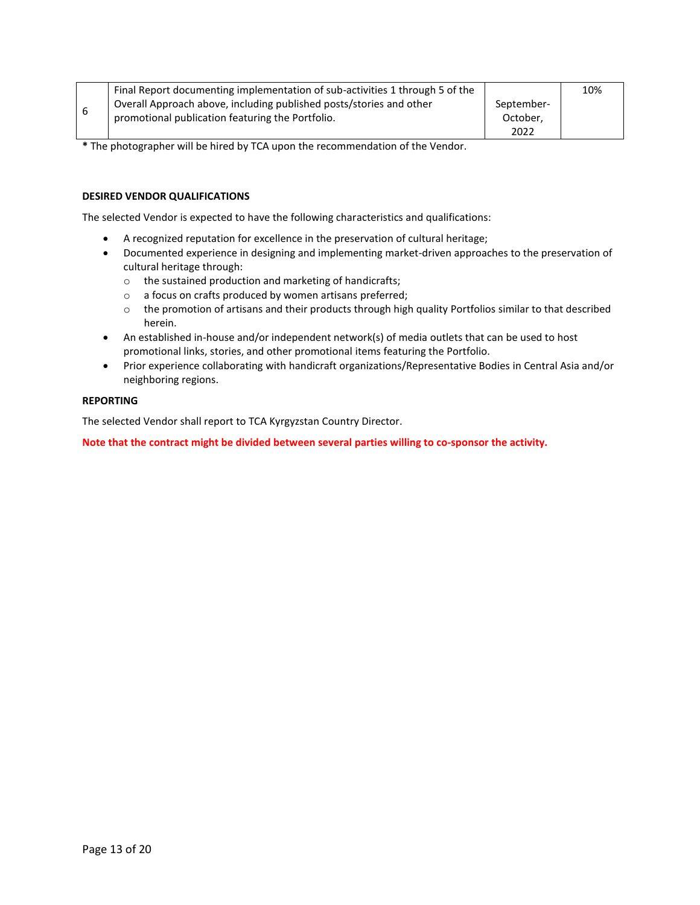| 6 | Final Report documenting implementation of sub-activities 1 through 5 of the Overall Approach above, including published posts/stories and other promotional publication featuring the Portfolio. | September-October, 2022 | 10% |
|---|---|---|---|

**\*** The photographer will be hired by TCA upon the recommendation of the Vendor.

**DESIRED VENDOR QUALIFICATIONS**

The selected Vendor is expected to have the following characteristics and qualifications:

- A recognized reputation for excellence in the preservation of cultural heritage;
- Documented experience in designing and implementing market-driven approaches to the preservation of cultural heritage through:
  - the sustained production and marketing of handicrafts;
  - a focus on crafts produced by women artisans preferred;
  - the promotion of artisans and their products through high quality Portfolios similar to that described herein.
- An established in-house and/or independent network(s) of media outlets that can be used to host promotional links, stories, and other promotional items featuring the Portfolio.
- Prior experience collaborating with handicraft organizations/Representative Bodies in Central Asia and/or neighboring regions.

**REPORTING**

The selected Vendor shall report to TCA Kyrgyzstan Country Director.

**Note that the contract might be divided between several parties willing to co-sponsor the activity.**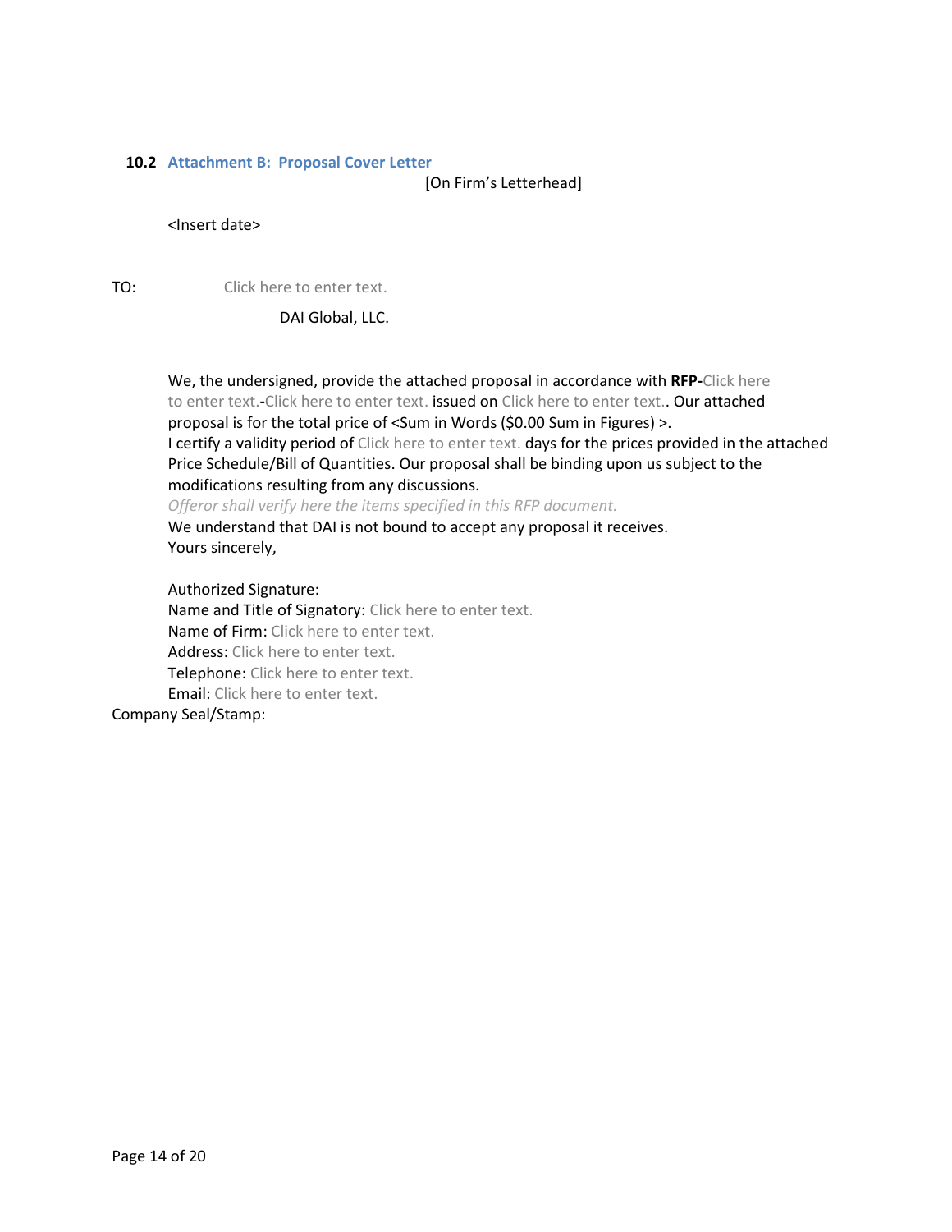## 10.2 Attachment B: Proposal Cover Letter

[On Firm's Letterhead]

<Insert date>

TO: Click here to enter text.

DAI Global, LLC.

We, the undersigned, provide the attached proposal in accordance with **RFP-**Click here to enter text.-Click here to enter text. issued on Click here to enter text.. Our attached proposal is for the total price of <Sum in Words ($0.00 Sum in Figures) >.

I certify a validity period of Click here to enter text. days for the prices provided in the attached Price Schedule/Bill of Quantities. Our proposal shall be binding upon us subject to the modifications resulting from any discussions.

*Offeror shall verify here the items specified in this RFP document.*

We understand that DAI is not bound to accept any proposal it receives.

Yours sincerely,

Authorized Signature:

Name and Title of Signatory: Click here to enter text.

Name of Firm: Click here to enter text.

Address: Click here to enter text.

Telephone: Click here to enter text.

Email: Click here to enter text.

Company Seal/Stamp: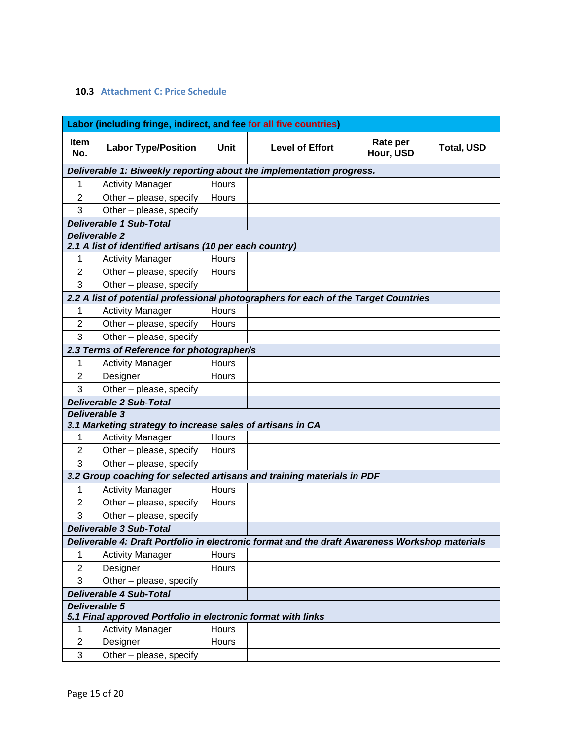### 10.3 Attachment C: Price Schedule

| Labor (including fringe, indirect, and fee for all five countries) | | | | | |
|---|---|---|---|---|---|
| **Item No.** | **Labor Type/Position** | **Unit** | **Level of Effort** | **Rate per Hour, USD** | **Total, USD** |
| ***Deliverable 1: Biweekly reporting about the implementation progress.*** | | | | | |
| 1 | Activity Manager | Hours | | | |
| 2 | Other – please, specify | Hours | | | |
| 3 | Other – please, specify | | | | |
| ***Deliverable 1 Sub-Total*** | | | | | |
| ***Deliverable 2 2.1 A list of identified artisans (10 per each country)*** | | | | | |
| 1 | Activity Manager | Hours | | | |
| 2 | Other – please, specify | Hours | | | |
| 3 | Other – please, specify | | | | |
| ***2.2 A list of potential professional photographers for each of the Target Countries*** | | | | | |
| 1 | Activity Manager | Hours | | | |
| 2 | Other – please, specify | Hours | | | |
| 3 | Other – please, specify | | | | |
| ***2.3 Terms of Reference for photographer/s*** | | | | | |
| 1 | Activity Manager | Hours | | | |
| 2 | Designer | Hours | | | |
| 3 | Other – please, specify | | | | |
| ***Deliverable 2 Sub-Total*** | | | | | |
| ***Deliverable 3 3.1 Marketing strategy to increase sales of artisans in CA*** | | | | | |
| 1 | Activity Manager | Hours | | | |
| 2 | Other – please, specify | Hours | | | |
| 3 | Other – please, specify | | | | |
| ***3.2 Group coaching for selected artisans and training materials in PDF*** | | | | | |
| 1 | Activity Manager | Hours | | | |
| 2 | Other – please, specify | Hours | | | |
| 3 | Other – please, specify | | | | |
| ***Deliverable 3 Sub-Total*** | | | | | |
| ***Deliverable 4: Draft Portfolio in electronic format and the draft Awareness Workshop materials*** | | | | | |
| 1 | Activity Manager | Hours | | | |
| 2 | Designer | Hours | | | |
| 3 | Other – please, specify | | | | |
| ***Deliverable 4 Sub-Total*** | | | | | |
| ***Deliverable 5 5.1 Final approved Portfolio in electronic format with links*** | | | | | |
| 1 | Activity Manager | Hours | | | |
| 2 | Designer | Hours | | | |
| 3 | Other – please, specify | | | | |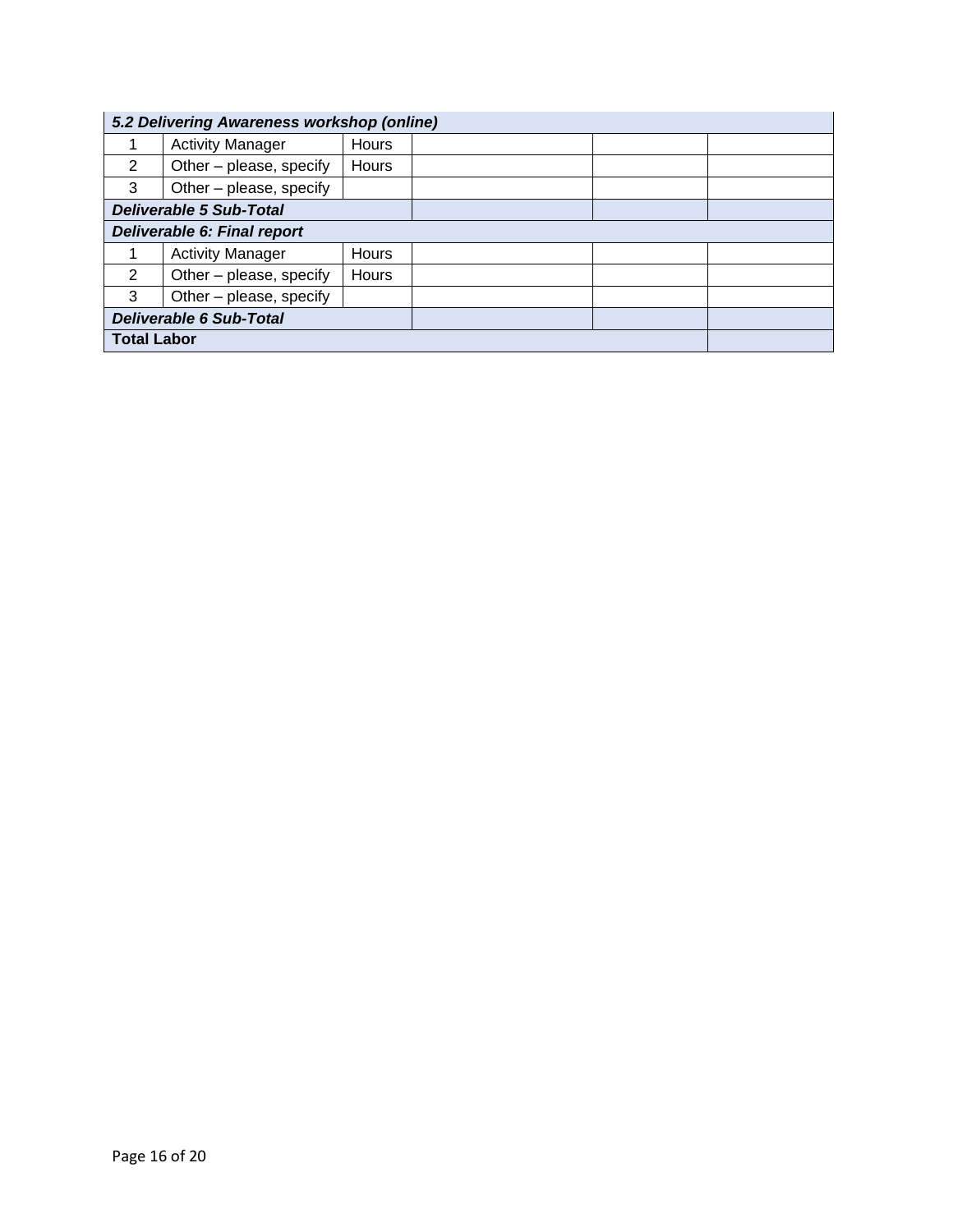| ***5.2 Delivering Awareness workshop (online)*** | | | | | |
|---|---|---|---|---|---|
| 1 | Activity Manager | Hours | | | |
| 2 | Other – please, specify | Hours | | | |
| 3 | Other – please, specify | | | | |
| ***Deliverable 5 Sub-Total*** | | | | | |
| ***Deliverable 6: Final report*** | | | | | |
| 1 | Activity Manager | Hours | | | |
| 2 | Other – please, specify | Hours | | | |
| 3 | Other – please, specify | | | | |
| ***Deliverable 6 Sub-Total*** | | | | | |
| **Total Labor** | | | | | |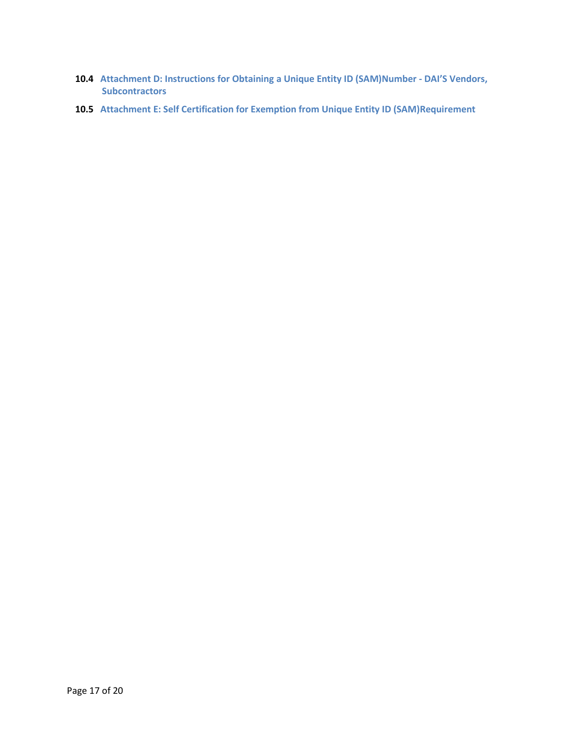### 10.4 Attachment D: Instructions for Obtaining a Unique Entity ID (SAM)Number - DAI'S Vendors, Subcontractors

### 10.5 Attachment E: Self Certification for Exemption from Unique Entity ID (SAM)Requirement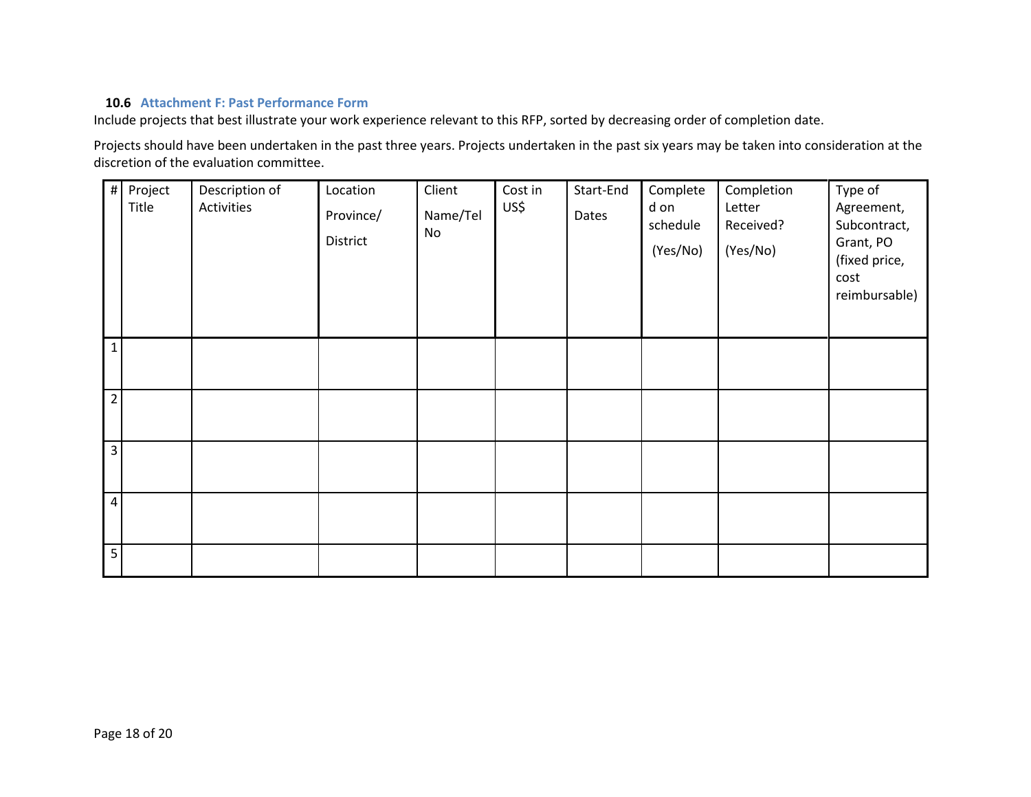### 10.6 Attachment F: Past Performance Form

Include projects that best illustrate your work experience relevant to this RFP, sorted by decreasing order of completion date.

Projects should have been undertaken in the past three years. Projects undertaken in the past six years may be taken into consideration at the discretion of the evaluation committee.

| # | Project Title | Description of Activities | Location Province/ District | Client Name/Tel No | Cost in US$ | Start-End Dates | Completed on schedule (Yes/No) | Completion Letter Received? (Yes/No) | Type of Agreement, Subcontract, Grant, PO (fixed price, cost reimbursable) |
|---|---|---|---|---|---|---|---|---|---|
| 1 | | | | | | | | | |
| 2 | | | | | | | | | |
| 3 | | | | | | | | | |
| 4 | | | | | | | | | |
| 5 | | | | | | | | | |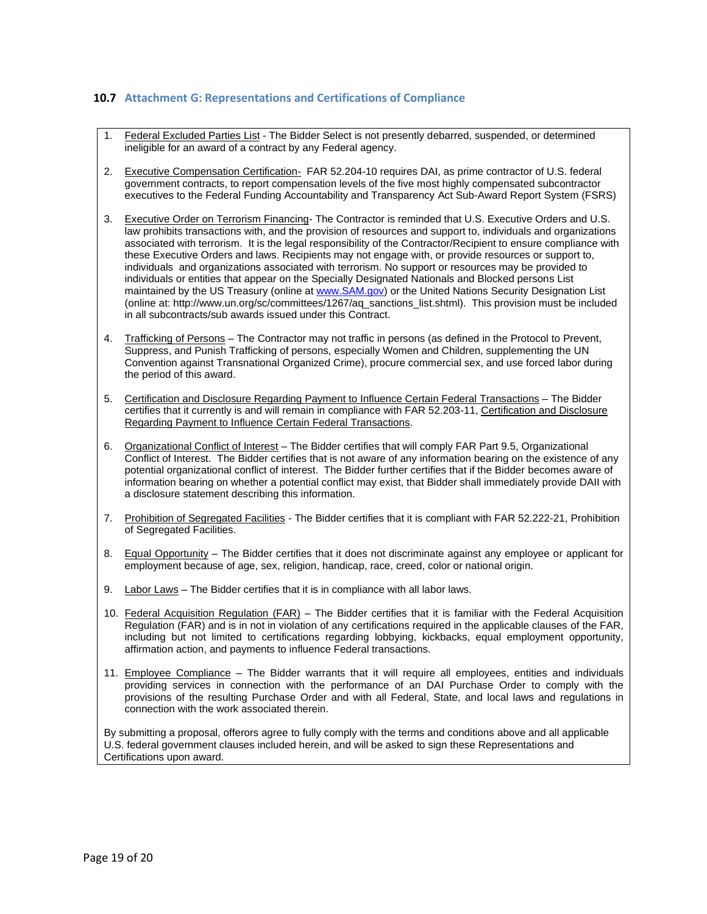### 10.7 Attachment G: Representations and Certifications of Compliance

1. Federal Excluded Parties List - The Bidder Select is not presently debarred, suspended, or determined ineligible for an award of a contract by any Federal agency.

2. Executive Compensation Certification- FAR 52.204-10 requires DAI, as prime contractor of U.S. federal government contracts, to report compensation levels of the five most highly compensated subcontractor executives to the Federal Funding Accountability and Transparency Act Sub-Award Report System (FSRS)

3. Executive Order on Terrorism Financing- The Contractor is reminded that U.S. Executive Orders and U.S. law prohibits transactions with, and the provision of resources and support to, individuals and organizations associated with terrorism. It is the legal responsibility of the Contractor/Recipient to ensure compliance with these Executive Orders and laws. Recipients may not engage with, or provide resources or support to, individuals and organizations associated with terrorism. No support or resources may be provided to individuals or entities that appear on the Specially Designated Nationals and Blocked persons List maintained by the US Treasury (online at www.SAM.gov) or the United Nations Security Designation List (online at: http://www.un.org/sc/committees/1267/aq_sanctions_list.shtml). This provision must be included in all subcontracts/sub awards issued under this Contract.

4. Trafficking of Persons – The Contractor may not traffic in persons (as defined in the Protocol to Prevent, Suppress, and Punish Trafficking of persons, especially Women and Children, supplementing the UN Convention against Transnational Organized Crime), procure commercial sex, and use forced labor during the period of this award.

5. Certification and Disclosure Regarding Payment to Influence Certain Federal Transactions – The Bidder certifies that it currently is and will remain in compliance with FAR 52.203-11, Certification and Disclosure Regarding Payment to Influence Certain Federal Transactions.

6. Organizational Conflict of Interest – The Bidder certifies that will comply FAR Part 9.5, Organizational Conflict of Interest. The Bidder certifies that is not aware of any information bearing on the existence of any potential organizational conflict of interest. The Bidder further certifies that if the Bidder becomes aware of information bearing on whether a potential conflict may exist, that Bidder shall immediately provide DAII with a disclosure statement describing this information.

7. Prohibition of Segregated Facilities - The Bidder certifies that it is compliant with FAR 52.222-21, Prohibition of Segregated Facilities.

8. Equal Opportunity – The Bidder certifies that it does not discriminate against any employee or applicant for employment because of age, sex, religion, handicap, race, creed, color or national origin.

9. Labor Laws – The Bidder certifies that it is in compliance with all labor laws.

10. Federal Acquisition Regulation (FAR) – The Bidder certifies that it is familiar with the Federal Acquisition Regulation (FAR) and is in not in violation of any certifications required in the applicable clauses of the FAR, including but not limited to certifications regarding lobbying, kickbacks, equal employment opportunity, affirmation action, and payments to influence Federal transactions.

11. Employee Compliance – The Bidder warrants that it will require all employees, entities and individuals providing services in connection with the performance of an DAI Purchase Order to comply with the provisions of the resulting Purchase Order and with all Federal, State, and local laws and regulations in connection with the work associated therein.

By submitting a proposal, offerors agree to fully comply with the terms and conditions above and all applicable U.S. federal government clauses included herein, and will be asked to sign these Representations and Certifications upon award.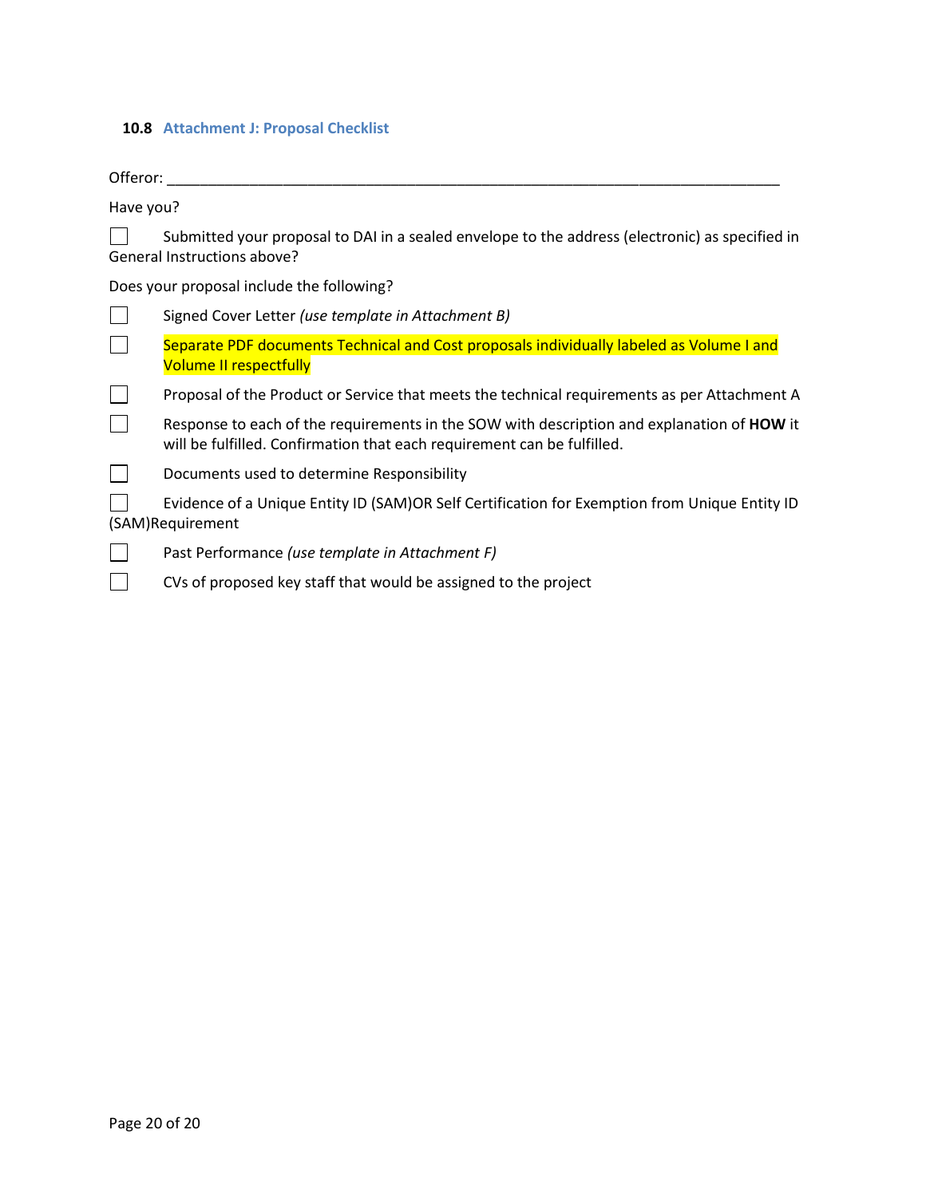### 10.8 Attachment J: Proposal Checklist

Offeror: ___________________________________________________________________________

Have you?

- [ ] Submitted your proposal to DAI in a sealed envelope to the address (electronic) as specified in General Instructions above?

Does your proposal include the following?

- [ ] Signed Cover Letter *(use template in Attachment B)*
- [ ] Separate PDF documents Technical and Cost proposals individually labeled as Volume I and Volume II respectfully
- [ ] Proposal of the Product or Service that meets the technical requirements as per Attachment A
- [ ] Response to each of the requirements in the SOW with description and explanation of **HOW** it will be fulfilled. Confirmation that each requirement can be fulfilled.
- [ ] Documents used to determine Responsibility
- [ ] Evidence of a Unique Entity ID (SAM)OR Self Certification for Exemption from Unique Entity ID (SAM)Requirement
- [ ] Past Performance *(use template in Attachment F)*
- [ ] CVs of proposed key staff that would be assigned to the project